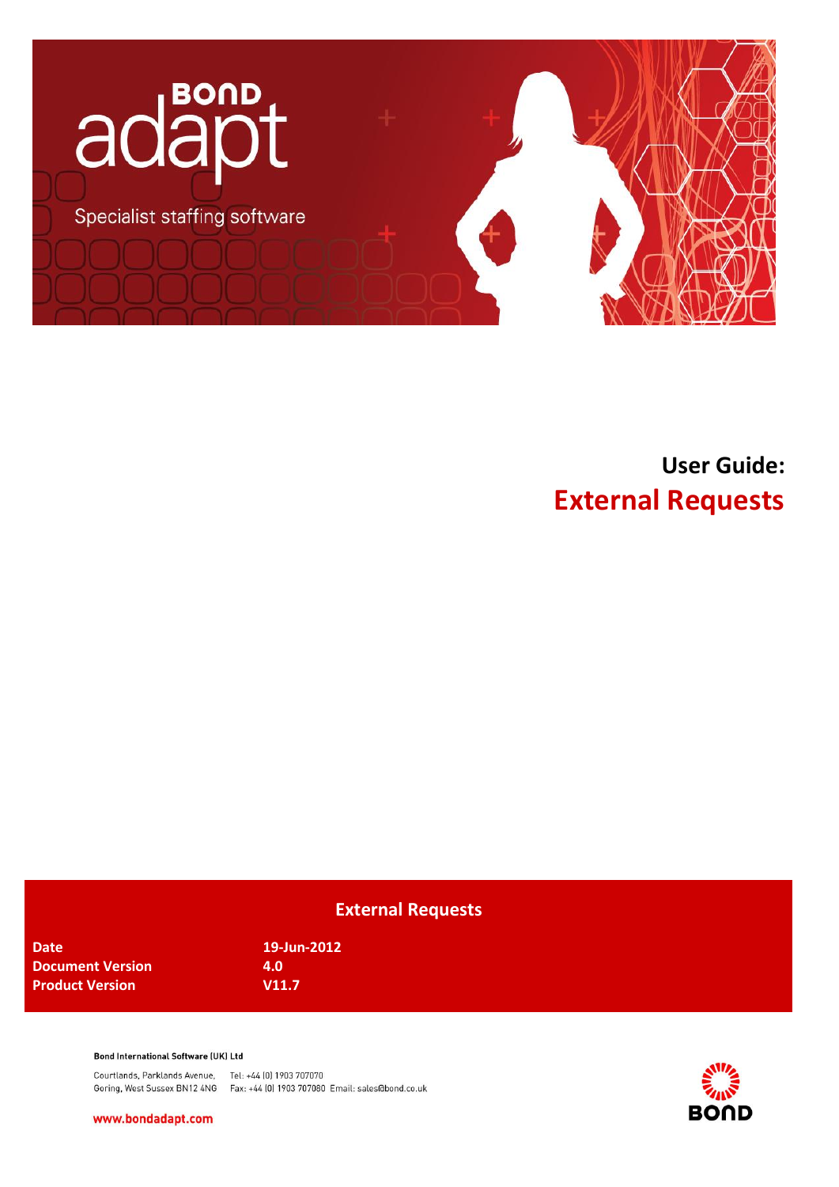BOND adapt

Specialist staffing software

# User Guide: External Requests

## External Requests

| | |
|---|---|
| **Date** | **19-Jun-2012** |
| **Document Version** | **4.0** |
| **Product Version** | **V11.7** |

**Bond International Software (UK) Ltd**

Courtlands, Parklands Avenue, Goring, West Sussex BN12 4NG
Tel: +44 (0) 1903 707070
Fax: +44 (0) 1903 707080 Email: sales@bond.co.uk

www.bondadapt.com

BOND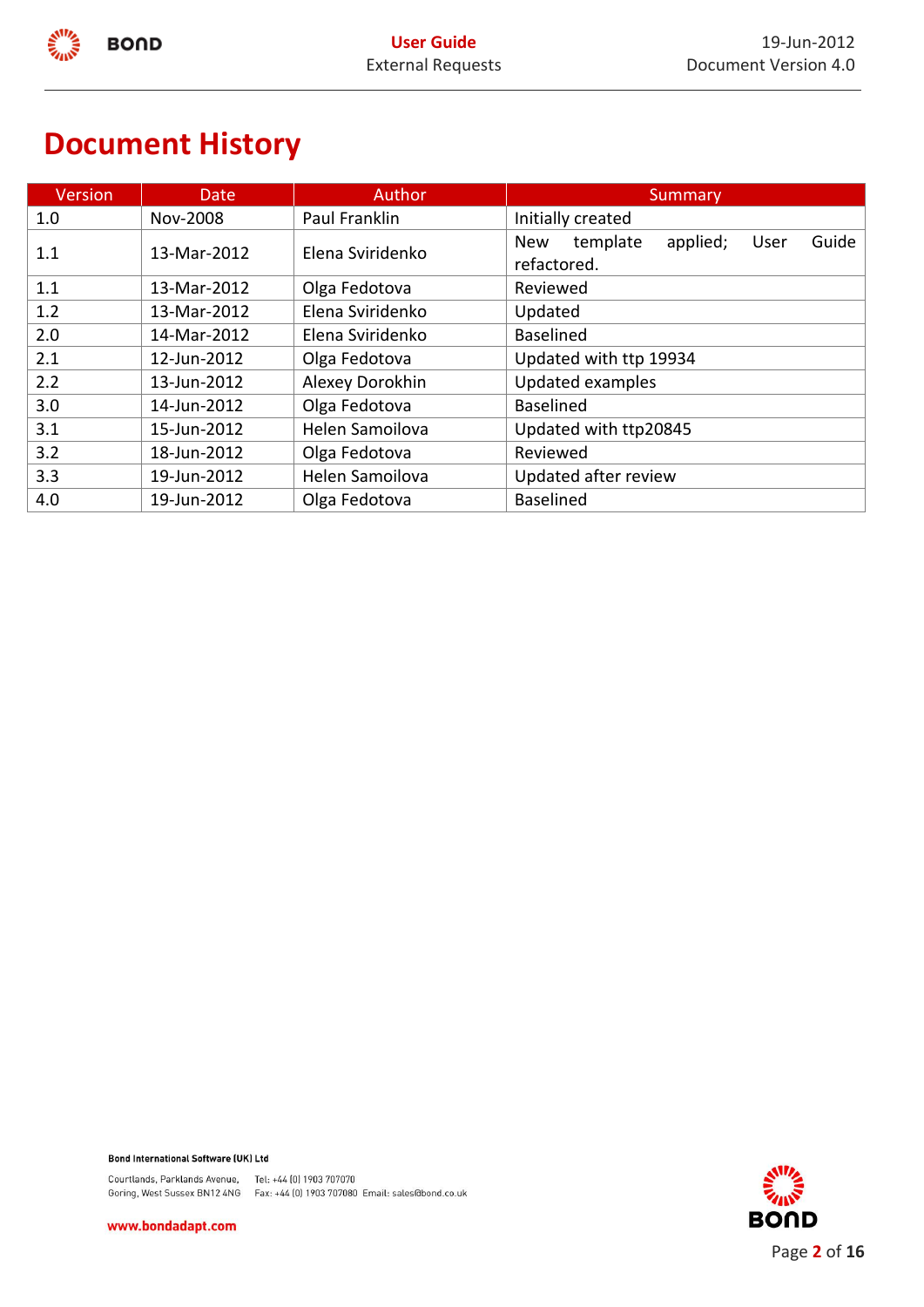# Document History

| Version | Date | Author | Summary |
|---|---|---|---|
| 1.0 | Nov-2008 | Paul Franklin | Initially created |
| 1.1 | 13-Mar-2012 | Elena Sviridenko | New template applied; User Guide refactored. |
| 1.1 | 13-Mar-2012 | Olga Fedotova | Reviewed |
| 1.2 | 13-Mar-2012 | Elena Sviridenko | Updated |
| 2.0 | 14-Mar-2012 | Elena Sviridenko | Baselined |
| 2.1 | 12-Jun-2012 | Olga Fedotova | Updated with ttp 19934 |
| 2.2 | 13-Jun-2012 | Alexey Dorokhin | Updated examples |
| 3.0 | 14-Jun-2012 | Olga Fedotova | Baselined |
| 3.1 | 15-Jun-2012 | Helen Samoilova | Updated with ttp20845 |
| 3.2 | 18-Jun-2012 | Olga Fedotova | Reviewed |
| 3.3 | 19-Jun-2012 | Helen Samoilova | Updated after review |
| 4.0 | 19-Jun-2012 | Olga Fedotova | Baselined |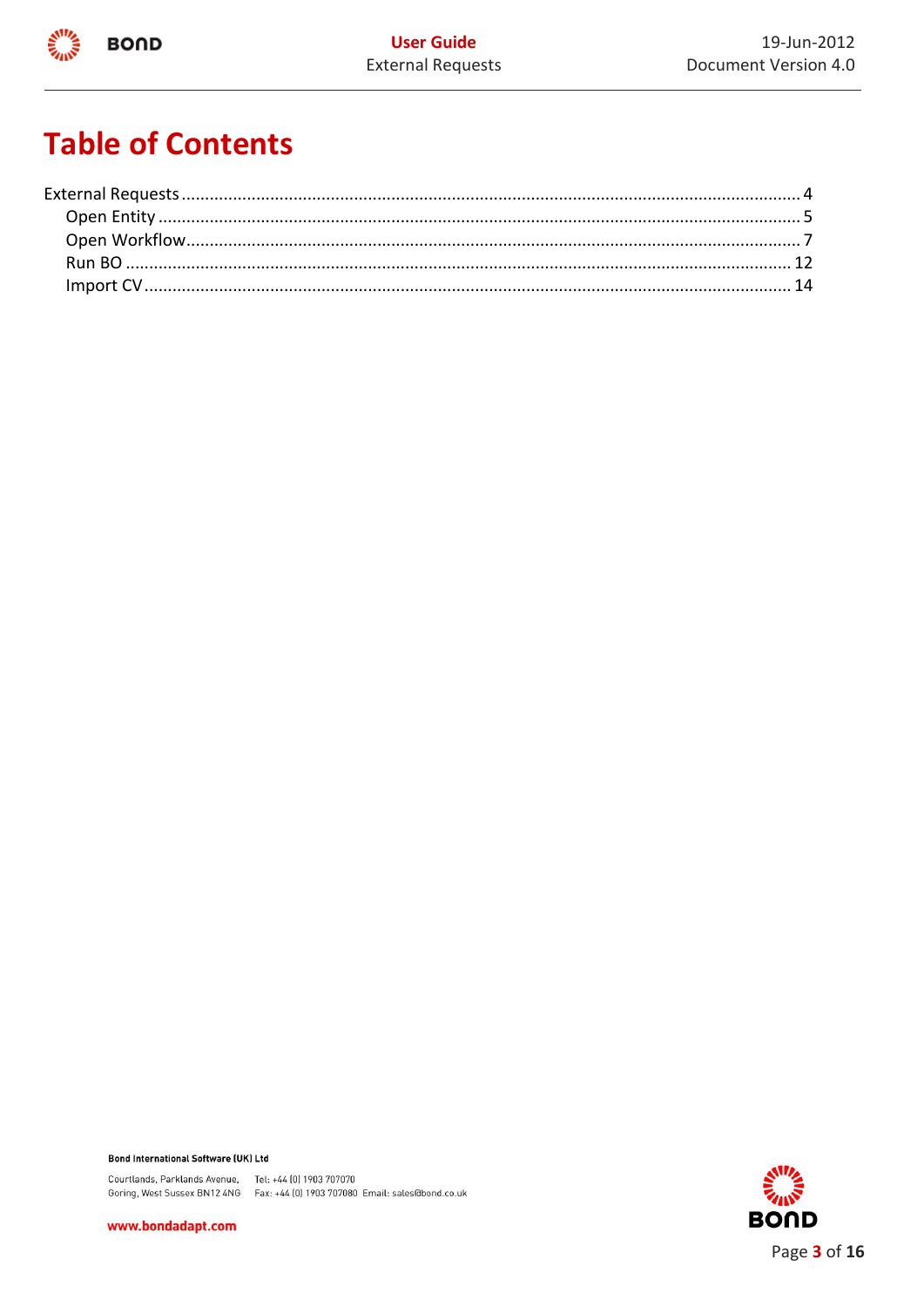# Table of Contents

- External Requests .................................................................................................................................. 4
  - Open Entity ........................................................................................................................................ 5
  - Open Workflow................................................................................................................................... 7
  - Run BO ............................................................................................................................................. 12
  - Import CV.......................................................................................................................................... 14

**Bond International Software (UK) Ltd**

Courtlands, Parklands Avenue, Goring, West Sussex BN12 4NG
Tel: +44 (0) 1903 707070
Fax: +44 (0) 1903 707080 Email: sales@bond.co.uk

www.bondadapt.com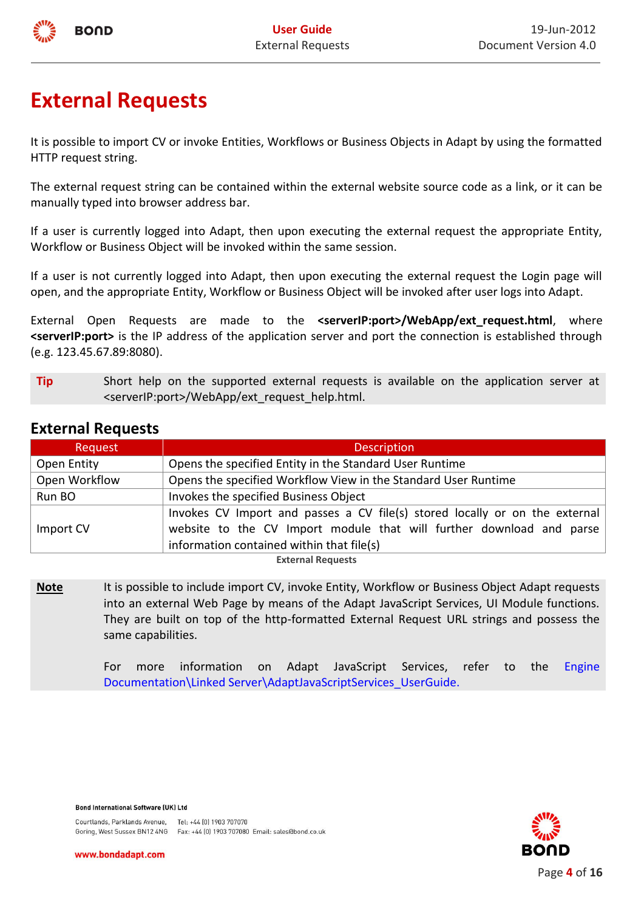# External Requests

It is possible to import CV or invoke Entities, Workflows or Business Objects in Adapt by using the formatted HTTP request string.

The external request string can be contained within the external website source code as a link, or it can be manually typed into browser address bar.

If a user is currently logged into Adapt, then upon executing the external request the appropriate Entity, Workflow or Business Object will be invoked within the same session.

If a user is not currently logged into Adapt, then upon executing the external request the Login page will open, and the appropriate Entity, Workflow or Business Object will be invoked after user logs into Adapt.

External Open Requests are made to the **<serverIP:port>/WebApp/ext_request.html**, where **<serverIP:port>** is the IP address of the application server and port the connection is established through (e.g. 123.45.67.89:8080).

**Tip** Short help on the supported external requests is available on the application server at <serverIP:port>/WebApp/ext_request_help.html.

## External Requests

| Request | Description |
|---|---|
| Open Entity | Opens the specified Entity in the Standard User Runtime |
| Open Workflow | Opens the specified Workflow View in the Standard User Runtime |
| Run BO | Invokes the specified Business Object |
| Import CV | Invokes CV Import and passes a CV file(s) stored locally or on the external website to the CV Import module that will further download and parse information contained within that file(s) |

External Requests

**Note** It is possible to include import CV, invoke Entity, Workflow or Business Object Adapt requests into an external Web Page by means of the Adapt JavaScript Services, UI Module functions. They are built on top of the http-formatted External Request URL strings and possess the same capabilities.

For more information on Adapt JavaScript Services, refer to the Engine Documentation\Linked Server\AdaptJavaScriptServices_UserGuide.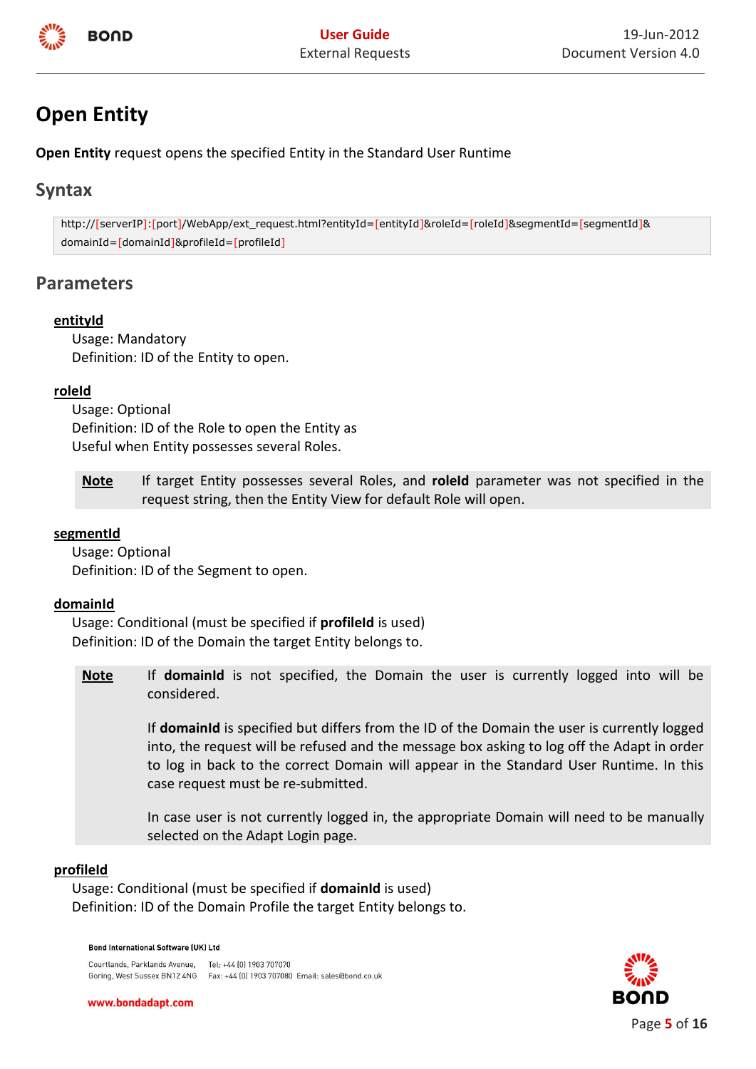# Open Entity

**Open Entity** request opens the specified Entity in the Standard User Runtime

## Syntax

```
http://[serverIP]:[port]/WebApp/ext_request.html?entityId=[entityId]&roleId=[roleId]&segmentId=[segmentId]&
domainId=[domainId]&profileId=[profileId]
```

## Parameters

**entityId**

Usage: Mandatory
Definition: ID of the Entity to open.

**roleId**

Usage: Optional
Definition: ID of the Role to open the Entity as
Useful when Entity possesses several Roles.

> **Note** If target Entity possesses several Roles, and **roleId** parameter was not specified in the request string, then the Entity View for default Role will open.

**segmentId**

Usage: Optional
Definition: ID of the Segment to open.

**domainId**

Usage: Conditional (must be specified if **profileId** is used)
Definition: ID of the Domain the target Entity belongs to.

> **Note** If **domainId** is not specified, the Domain the user is currently logged into will be considered.
>
> If **domainId** is specified but differs from the ID of the Domain the user is currently logged into, the request will be refused and the message box asking to log off the Adapt in order to log in back to the correct Domain will appear in the Standard User Runtime. In this case request must be re-submitted.
>
> In case user is not currently logged in, the appropriate Domain will need to be manually selected on the Adapt Login page.

**profileId**

Usage: Conditional (must be specified if **domainId** is used)
Definition: ID of the Domain Profile the target Entity belongs to.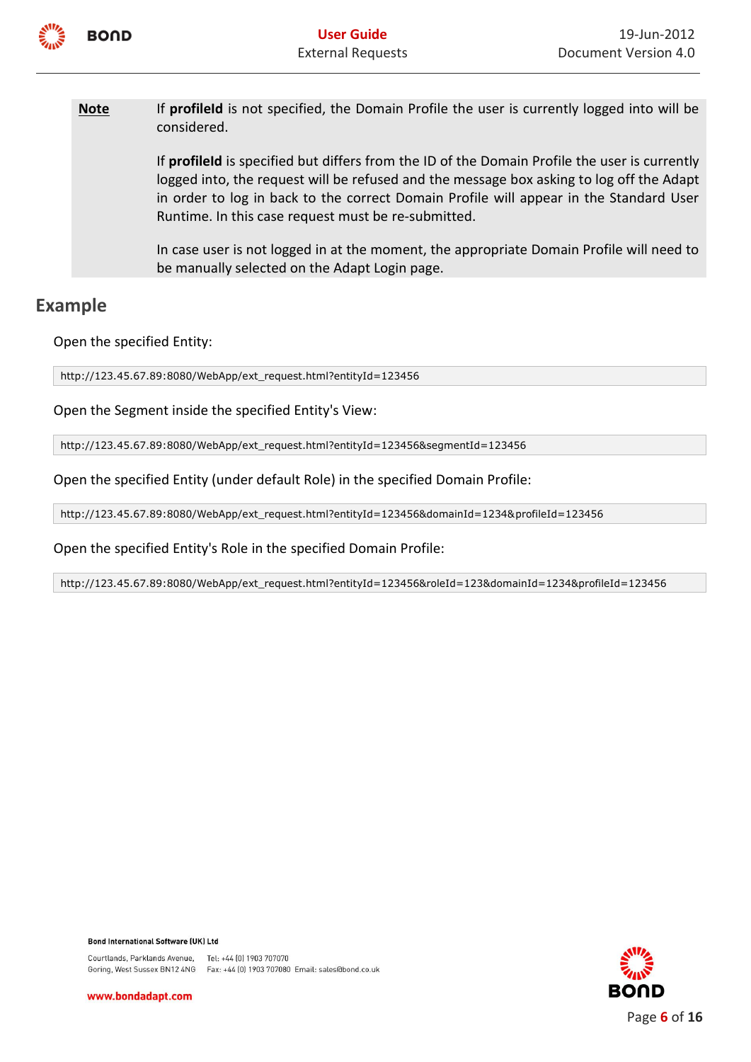**Note**

If **profileId** is not specified, the Domain Profile the user is currently logged into will be considered.

If **profileId** is specified but differs from the ID of the Domain Profile the user is currently logged into, the request will be refused and the message box asking to log off the Adapt in order to log in back to the correct Domain Profile will appear in the Standard User Runtime. In this case request must be re-submitted.

In case user is not logged in at the moment, the appropriate Domain Profile will need to be manually selected on the Adapt Login page.

## Example

Open the specified Entity:

```
http://123.45.67.89:8080/WebApp/ext_request.html?entityId=123456
```

Open the Segment inside the specified Entity's View:

```
http://123.45.67.89:8080/WebApp/ext_request.html?entityId=123456&segmentId=123456
```

Open the specified Entity (under default Role) in the specified Domain Profile:

```
http://123.45.67.89:8080/WebApp/ext_request.html?entityId=123456&domainId=1234&profileId=123456
```

Open the specified Entity's Role in the specified Domain Profile:

```
http://123.45.67.89:8080/WebApp/ext_request.html?entityId=123456&roleId=123&domainId=1234&profileId=123456
```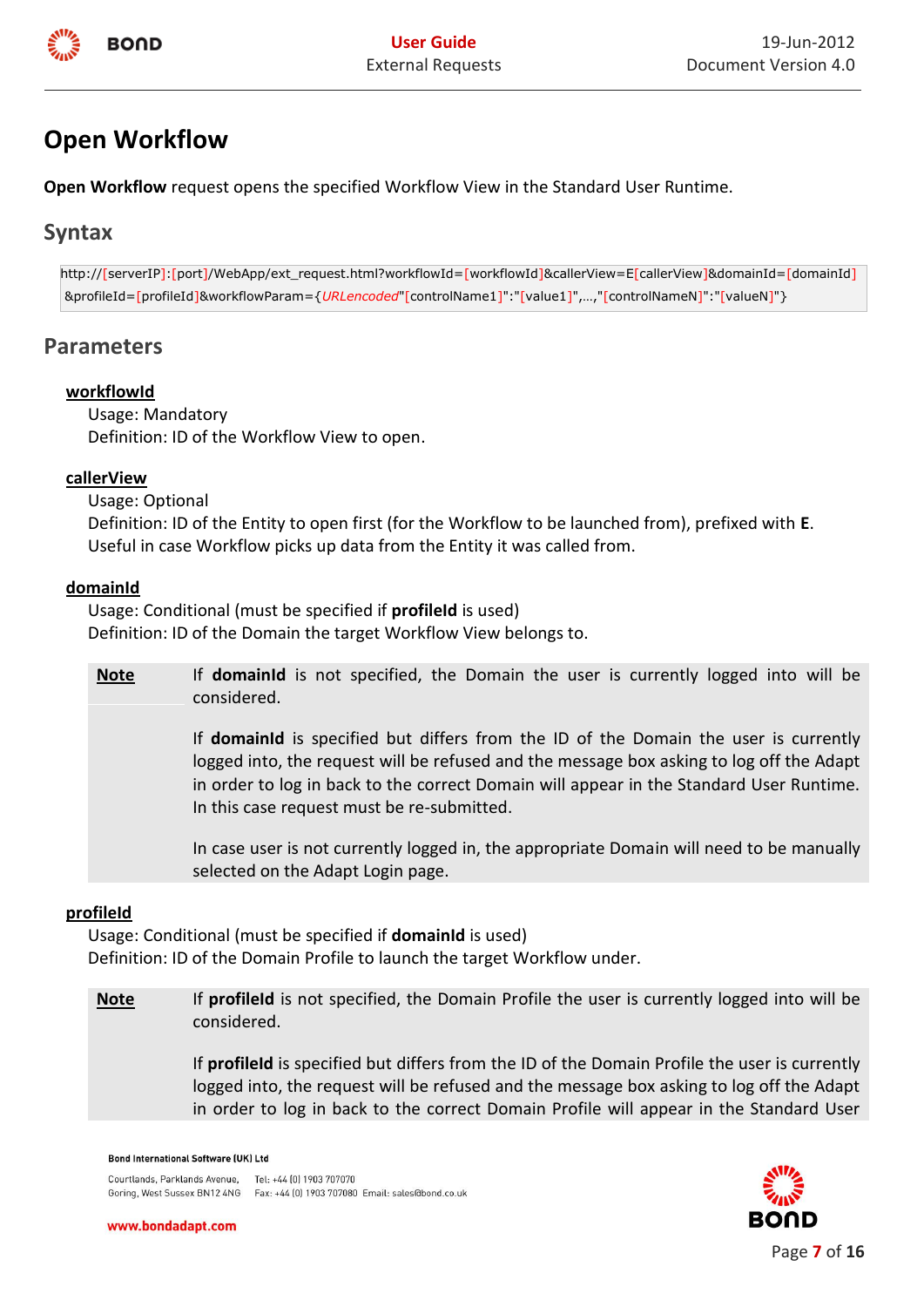# Open Workflow

**Open Workflow** request opens the specified Workflow View in the Standard User Runtime.

## Syntax

```
http://[serverIP]:[port]/WebApp/ext_request.html?workflowId=[workflowId]&callerView=E[callerView]&domainId=[domainId]
&profileId=[profileId]&workflowParam={URLencoded"[controlName1]":"[value1]",...,"[controlNameN]":"[valueN]"}
```

## Parameters

**workflowId**

Usage: Mandatory
Definition: ID of the Workflow View to open.

**callerView**

Usage: Optional
Definition: ID of the Entity to open first (for the Workflow to be launched from), prefixed with **E**.
Useful in case Workflow picks up data from the Entity it was called from.

**domainId**

Usage: Conditional (must be specified if **profileId** is used)
Definition: ID of the Domain the target Workflow View belongs to.

| **Note** | If **domainId** is not specified, the Domain the user is currently logged into will be considered.<br><br>If **domainId** is specified but differs from the ID of the Domain the user is currently logged into, the request will be refused and the message box asking to log off the Adapt in order to log in back to the correct Domain will appear in the Standard User Runtime. In this case request must be re-submitted.<br><br>In case user is not currently logged in, the appropriate Domain will need to be manually selected on the Adapt Login page. |
|---|---|

**profileId**

Usage: Conditional (must be specified if **domainId** is used)
Definition: ID of the Domain Profile to launch the target Workflow under.

| **Note** | If **profileId** is not specified, the Domain Profile the user is currently logged into will be considered.<br><br>If **profileId** is specified but differs from the ID of the Domain Profile the user is currently logged into, the request will be refused and the message box asking to log off the Adapt in order to log in back to the correct Domain Profile will appear in the Standard User |
|---|---|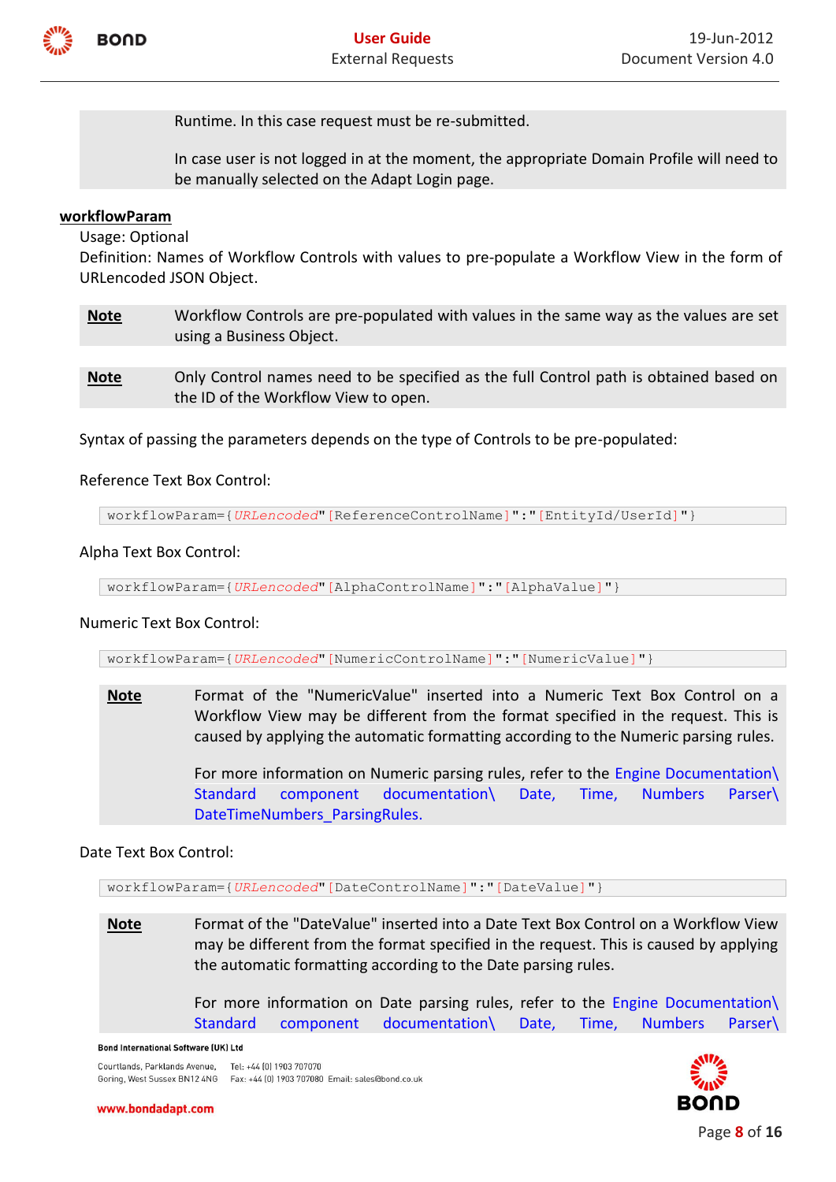Runtime. In this case request must be re-submitted.

In case user is not logged in at the moment, the appropriate Domain Profile will need to be manually selected on the Adapt Login page.

**workflowParam**

Usage: Optional

Definition: Names of Workflow Controls with values to pre-populate a Workflow View in the form of URLencoded JSON Object.

| **Note** | Workflow Controls are pre-populated with values in the same way as the values are set using a Business Object. |
|---|---|

| **Note** | Only Control names need to be specified as the full Control path is obtained based on the ID of the Workflow View to open. |
|---|---|

Syntax of passing the parameters depends on the type of Controls to be pre-populated:

Reference Text Box Control:

```
workflowParam={URLencoded"[ReferenceControlName]":"[EntityId/UserId]"}
```

Alpha Text Box Control:

```
workflowParam={URLencoded"[AlphaControlName]":"[AlphaValue]"}
```

Numeric Text Box Control:

```
workflowParam={URLencoded"[NumericControlName]":"[NumericValue]"}
```

| **Note** | Format of the "NumericValue" inserted into a Numeric Text Box Control on a Workflow View may be different from the format specified in the request. This is caused by applying the automatic formatting according to the Numeric parsing rules.<br><br>For more information on Numeric parsing rules, refer to the Engine Documentation\ Standard component documentation\ Date, Time, Numbers Parser\ DateTimeNumbers_ParsingRules. |
|---|---|

Date Text Box Control:

```
workflowParam={URLencoded"[DateControlName]":"[DateValue]"}
```

| **Note** | Format of the "DateValue" inserted into a Date Text Box Control on a Workflow View may be different from the format specified in the request. This is caused by applying the automatic formatting according to the Date parsing rules.<br><br>For more information on Date parsing rules, refer to the Engine Documentation\ Standard component documentation\ Date, Time, Numbers Parser\ |
|---|---|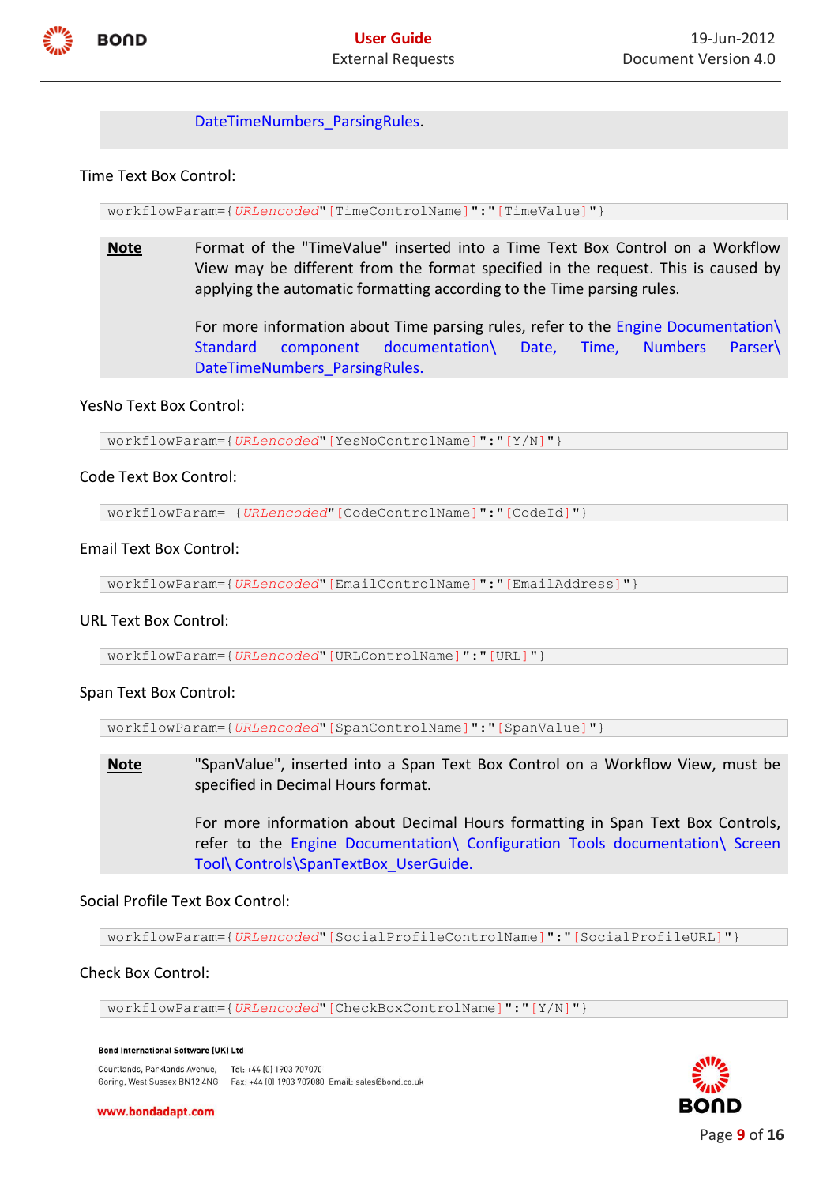DateTimeNumbers_ParsingRules.

Time Text Box Control:

```
workflowParam={URLencoded"[TimeControlName]":"[TimeValue]"}
```

**Note** Format of the "TimeValue" inserted into a Time Text Box Control on a Workflow View may be different from the format specified in the request. This is caused by applying the automatic formatting according to the Time parsing rules.

For more information about Time parsing rules, refer to the Engine Documentation\ Standard component documentation\ Date, Time, Numbers Parser\ DateTimeNumbers_ParsingRules.

YesNo Text Box Control:

```
workflowParam={URLencoded"[YesNoControlName]":"[Y/N]"}
```

Code Text Box Control:

```
workflowParam= {URLencoded"[CodeControlName]":"[CodeId]"}
```

Email Text Box Control:

```
workflowParam={URLencoded"[EmailControlName]":"[EmailAddress]"}
```

URL Text Box Control:

```
workflowParam={URLencoded"[URLControlName]":"[URL]"}
```

Span Text Box Control:

```
workflowParam={URLencoded"[SpanControlName]":"[SpanValue]"}
```

**Note** "SpanValue", inserted into a Span Text Box Control on a Workflow View, must be specified in Decimal Hours format.

For more information about Decimal Hours formatting in Span Text Box Controls, refer to the Engine Documentation\ Configuration Tools documentation\ Screen Tool\ Controls\SpanTextBox_UserGuide.

Social Profile Text Box Control:

```
workflowParam={URLencoded"[SocialProfileControlName]":"[SocialProfileURL]"}
```

Check Box Control:

```
workflowParam={URLencoded"[CheckBoxControlName]":"[Y/N]"}
```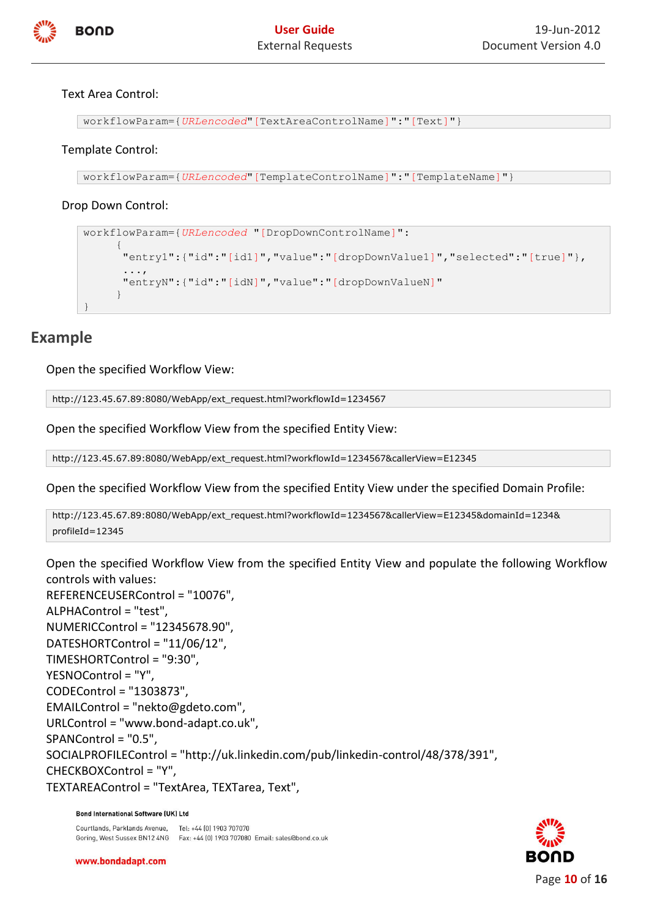Text Area Control:

```
workflowParam={URLencoded"[TextAreaControlName]":"[Text]"}
```

Template Control:

```
workflowParam={URLencoded"[TemplateControlName]":"[TemplateName]"}
```

Drop Down Control:

```
workflowParam={URLencoded "[DropDownControlName]":
      {
       "entry1":{"id":"[id1]","value":"[dropDownValue1]","selected":"[true]"},
       ...,
       "entryN":{"id":"[idN]","value":"[dropDownValueN]"
      }
}
```

## Example

Open the specified Workflow View:

```
http://123.45.67.89:8080/WebApp/ext_request.html?workflowId=1234567
```

Open the specified Workflow View from the specified Entity View:

```
http://123.45.67.89:8080/WebApp/ext_request.html?workflowId=1234567&callerView=E12345
```

Open the specified Workflow View from the specified Entity View under the specified Domain Profile:

```
http://123.45.67.89:8080/WebApp/ext_request.html?workflowId=1234567&callerView=E12345&domainId=1234&
profileId=12345
```

Open the specified Workflow View from the specified Entity View and populate the following Workflow controls with values:
REFERENCEUSERControl = "10076",
ALPHAControl = "test",
NUMERICControl = "12345678.90",
DATESHORTControl = "11/06/12",
TIMESHORTControl = "9:30",
YESNOControl = "Y",
CODEControl = "1303873",
EMAILControl = "nekto@gdeto.com",
URLControl = "www.bond-adapt.co.uk",
SPANControl = "0.5",
SOCIALPROFILEControl = "http://uk.linkedin.com/pub/linkedin-control/48/378/391",
CHECKBOXControl = "Y",
TEXTAREAControl = "TextArea, TEXTarea, Text",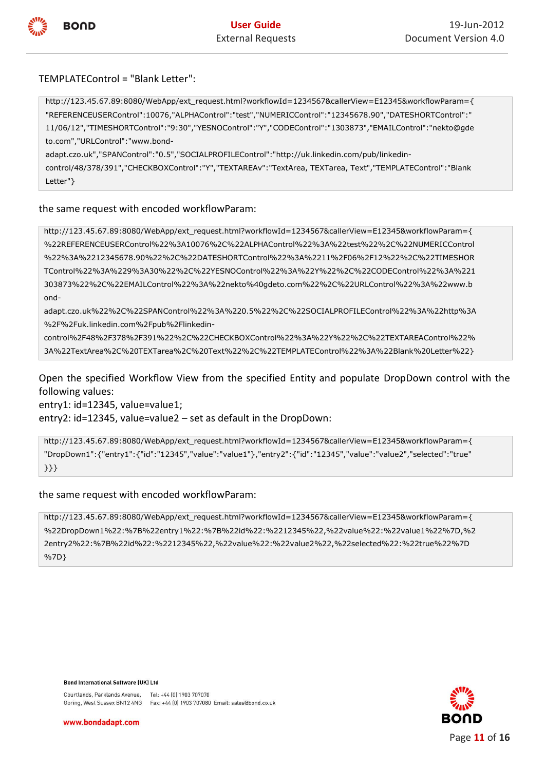TEMPLATEControl = "Blank Letter":

```
http://123.45.67.89:8080/WebApp/ext_request.html?workflowId=1234567&callerView=E12345&workflowParam={
"REFERENCEUSERControl":10076,"ALPHAControl":"test","NUMERICControl":"12345678.90","DATESHORTControl":"
11/06/12","TIMESHORTControl":"9:30","YESNOControl":"Y","CODEControl":"1303873","EMAILControl":"nekto@gde
to.com","URLControl":"www.bond-
adapt.czo.uk","SPANControl":"0.5","SOCIALPROFILEControl":"http://uk.linkedin.com/pub/linkedin-
control/48/378/391","CHECKBOXControl":"Y","TEXTAREAv":"TextArea, TEXTarea, Text","TEMPLATEControl":"Blank
Letter"}
```

the same request with encoded workflowParam:

```
http://123.45.67.89:8080/WebApp/ext_request.html?workflowId=1234567&callerView=E12345&workflowParam={
%22REFERENCEUSERControl%22%3A10076%2C%22ALPHAControl%22%3A%22test%22%2C%22NUMERICControl
%22%3A%2212345678.90%22%2C%22DATESHORTControl%22%3A%2211%2F06%2F12%22%2C%22TIMESHOR
TControl%22%3A%229%3A30%22%2C%22YESNOControl%22%3A%22Y%22%2C%22CODEControl%22%3A%221
303873%22%2C%22EMAILControl%22%3A%22nekto%40gdeto.com%22%2C%22URLControl%22%3A%22www.b
ond-
adapt.czo.uk%22%2C%22SPANControl%22%3A%220.5%22%2C%22SOCIALPROFILEControl%22%3A%22http%3A
%2F%2Fuk.linkedin.com%2Fpub%2Flinkedin-
control%2F48%2F378%2F391%22%2C%22CHECKBOXControl%22%3A%22Y%22%2C%22TEXTAREAControl%22%
3A%22TextArea%2C%20TEXTarea%2C%20Text%22%2C%22TEMPLATEControl%22%3A%22Blank%20Letter%22}
```

Open the specified Workflow View from the specified Entity and populate DropDown control with the following values:
entry1: id=12345, value=value1;
entry2: id=12345, value=value2 – set as default in the DropDown:

```
http://123.45.67.89:8080/WebApp/ext_request.html?workflowId=1234567&callerView=E12345&workflowParam={
"DropDown1":{"entry1":{"id":"12345","value":"value1"},"entry2":{"id":"12345","value":"value2","selected":"true"
}}}
```

the same request with encoded workflowParam:

```
http://123.45.67.89:8080/WebApp/ext_request.html?workflowId=1234567&callerView=E12345&workflowParam={
%22DropDown1%22:%7B%22entry1%22:%7B%22id%22:%2212345%22,%22value%22:%22value1%22%7D,%2
2entry2%22:%7B%22id%22:%2212345%22,%22value%22:%22value2%22,%22selected%22:%22true%22%7D
%7D}
```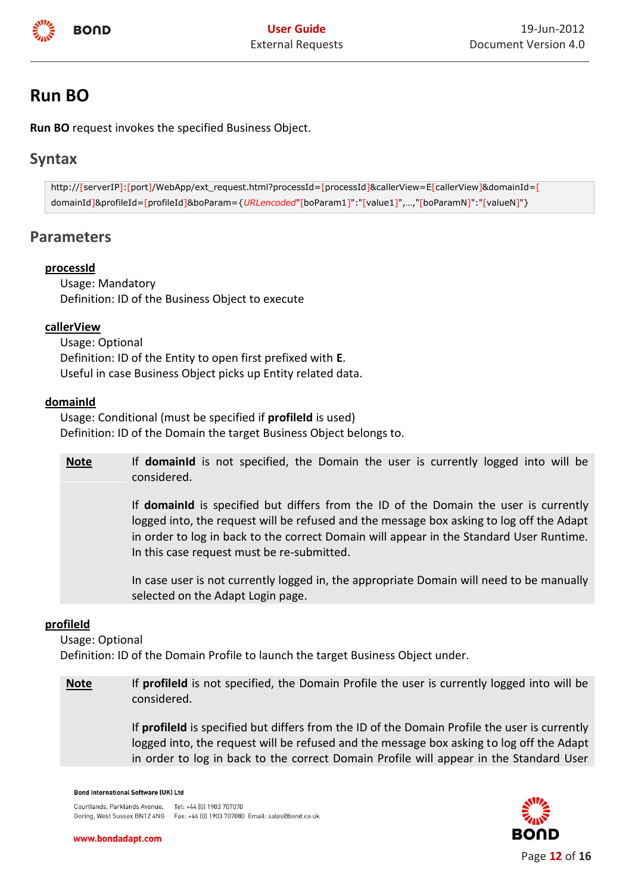# Run BO

**Run BO** request invokes the specified Business Object.

## Syntax

```
http://[serverIP]:[port]/WebApp/ext_request.html?processId=[processId]&callerView=E[callerView]&domainId=[domainId]&profileId=[profileId]&boParam={URLencoded"[boParam1]":"[value1]",...,"[boParamN]":"[valueN]"}
```

## Parameters

**processId**

Usage: Mandatory
Definition: ID of the Business Object to execute

**callerView**

Usage: Optional
Definition: ID of the Entity to open first prefixed with **E**.
Useful in case Business Object picks up Entity related data.

**domainId**

Usage: Conditional (must be specified if **profileId** is used)
Definition: ID of the Domain the target Business Object belongs to.

> **Note**
>
> If **domainId** is not specified, the Domain the user is currently logged into will be considered.
>
> If **domainId** is specified but differs from the ID of the Domain the user is currently logged into, the request will be refused and the message box asking to log off the Adapt in order to log in back to the correct Domain will appear in the Standard User Runtime. In this case request must be re-submitted.
>
> In case user is not currently logged in, the appropriate Domain will need to be manually selected on the Adapt Login page.

**profileId**

Usage: Optional
Definition: ID of the Domain Profile to launch the target Business Object under.

> **Note**
>
> If **profileId** is not specified, the Domain Profile the user is currently logged into will be considered.
>
> If **profileId** is specified but differs from the ID of the Domain Profile the user is currently logged into, the request will be refused and the message box asking to log off the Adapt in order to log in back to the correct Domain Profile will appear in the Standard User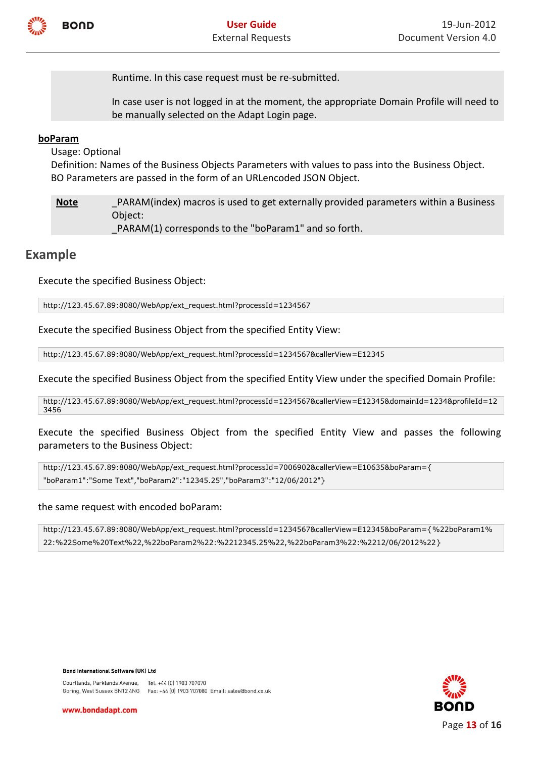Runtime. In this case request must be re-submitted.

In case user is not logged in at the moment, the appropriate Domain Profile will need to be manually selected on the Adapt Login page.

**boParam**

Usage: Optional

Definition: Names of the Business Objects Parameters with values to pass into the Business Object. BO Parameters are passed in the form of an URLencoded JSON Object.

| **Note** | _PARAM(index) macros is used to get externally provided parameters within a Business Object:<br>_PARAM(1) corresponds to the "boParam1" and so forth. |
|---|---|

## Example

Execute the specified Business Object:

```
http://123.45.67.89:8080/WebApp/ext_request.html?processId=1234567
```

Execute the specified Business Object from the specified Entity View:

```
http://123.45.67.89:8080/WebApp/ext_request.html?processId=1234567&callerView=E12345
```

Execute the specified Business Object from the specified Entity View under the specified Domain Profile:

```
http://123.45.67.89:8080/WebApp/ext_request.html?processId=1234567&callerView=E12345&domainId=1234&profileId=12
3456
```

Execute the specified Business Object from the specified Entity View and passes the following parameters to the Business Object:

```
http://123.45.67.89:8080/WebApp/ext_request.html?processId=7006902&callerView=E10635&boParam={
"boParam1":"Some Text","boParam2":"12345.25","boParam3":"12/06/2012"}
```

the same request with encoded boParam:

```
http://123.45.67.89:8080/WebApp/ext_request.html?processId=1234567&callerView=E12345&boParam={%22boParam1%
22:%22Some%20Text%22,%22boParam2%22:%2212345.25%22,%22boParam3%22:%2212/06/2012%22}
```

**Bond International Software (UK) Ltd**

Courtlands, Parklands Avenue, Goring, West Sussex BN12 4NG
Tel: +44 (0) 1903 707070
Fax: +44 (0) 1903 707080 Email: sales@bond.co.uk

www.bondadapt.com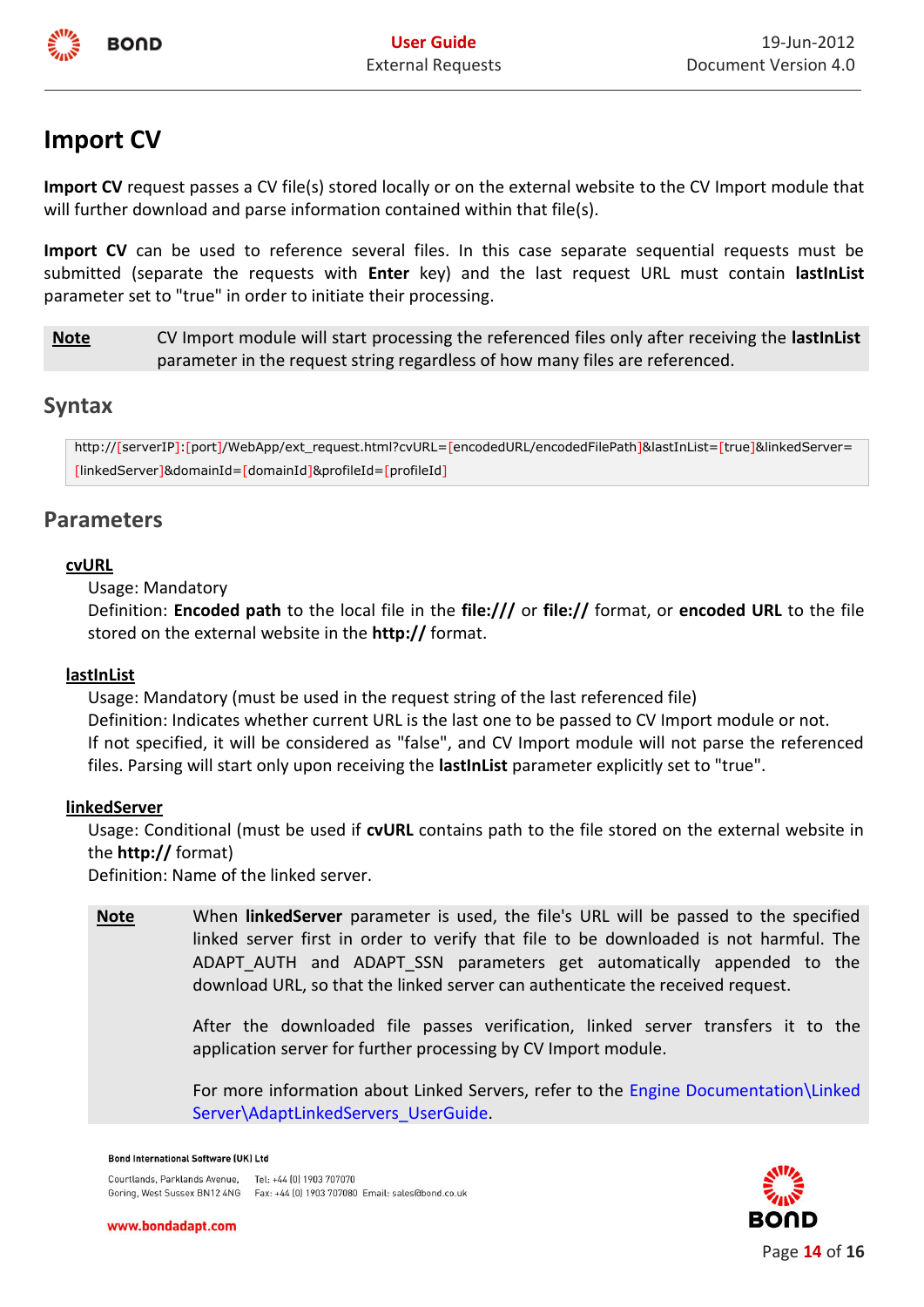# Import CV

**Import CV** request passes a CV file(s) stored locally or on the external website to the CV Import module that will further download and parse information contained within that file(s).

**Import CV** can be used to reference several files. In this case separate sequential requests must be submitted (separate the requests with **Enter** key) and the last request URL must contain **lastInList** parameter set to "true" in order to initiate their processing.

| **Note** | CV Import module will start processing the referenced files only after receiving the **lastInList** parameter in the request string regardless of how many files are referenced. |
|---|---|

## Syntax

```
http://[serverIP]:[port]/WebApp/ext_request.html?cvURL=[encodedURL/encodedFilePath]&lastInList=[true]&linkedServer=[linkedServer]&domainId=[domainId]&profileId=[profileId]
```

## Parameters

**cvURL**

Usage: Mandatory

Definition: **Encoded path** to the local file in the **file:///** or **file://** format, or **encoded URL** to the file stored on the external website in the **http://** format.

**lastInList**

Usage: Mandatory (must be used in the request string of the last referenced file)

Definition: Indicates whether current URL is the last one to be passed to CV Import module or not.

If not specified, it will be considered as "false", and CV Import module will not parse the referenced files. Parsing will start only upon receiving the **lastInList** parameter explicitly set to "true".

**linkedServer**

Usage: Conditional (must be used if **cvURL** contains path to the file stored on the external website in the **http://** format)

Definition: Name of the linked server.

| **Note** | When **linkedServer** parameter is used, the file's URL will be passed to the specified linked server first in order to verify that file to be downloaded is not harmful. The ADAPT_AUTH and ADAPT_SSN parameters get automatically appended to the download URL, so that the linked server can authenticate the received request.<br><br>After the downloaded file passes verification, linked server transfers it to the application server for further processing by CV Import module.<br><br>For more information about Linked Servers, refer to the Engine Documentation\Linked Server\AdaptLinkedServers_UserGuide. |
|---|---|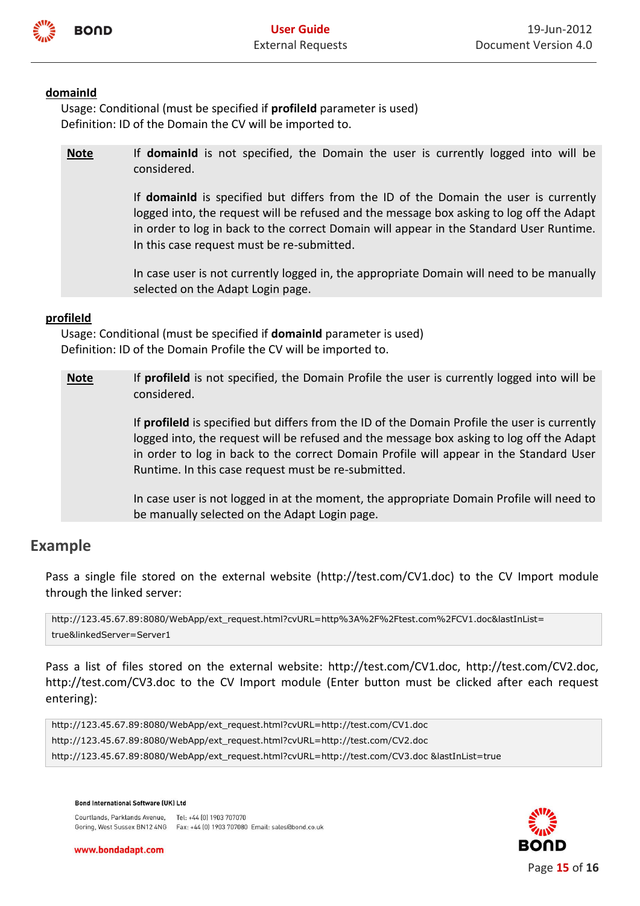**domainId**

Usage: Conditional (must be specified if **profileId** parameter is used)
Definition: ID of the Domain the CV will be imported to.

> **Note** If **domainId** is not specified, the Domain the user is currently logged into will be considered.
>
> If **domainId** is specified but differs from the ID of the Domain the user is currently logged into, the request will be refused and the message box asking to log off the Adapt in order to log in back to the correct Domain will appear in the Standard User Runtime. In this case request must be re-submitted.
>
> In case user is not currently logged in, the appropriate Domain will need to be manually selected on the Adapt Login page.

**profileId**

Usage: Conditional (must be specified if **domainId** parameter is used)
Definition: ID of the Domain Profile the CV will be imported to.

> **Note** If **profileId** is not specified, the Domain Profile the user is currently logged into will be considered.
>
> If **profileId** is specified but differs from the ID of the Domain Profile the user is currently logged into, the request will be refused and the message box asking to log off the Adapt in order to log in back to the correct Domain Profile will appear in the Standard User Runtime. In this case request must be re-submitted.
>
> In case user is not logged in at the moment, the appropriate Domain Profile will need to be manually selected on the Adapt Login page.

## Example

Pass a single file stored on the external website (http://test.com/CV1.doc) to the CV Import module through the linked server:

```
http://123.45.67.89:8080/WebApp/ext_request.html?cvURL=http%3A%2F%2Ftest.com%2FCV1.doc&lastInList=
true&linkedServer=Server1
```

Pass a list of files stored on the external website: http://test.com/CV1.doc, http://test.com/CV2.doc, http://test.com/CV3.doc to the CV Import module (Enter button must be clicked after each request entering):

```
http://123.45.67.89:8080/WebApp/ext_request.html?cvURL=http://test.com/CV1.doc
http://123.45.67.89:8080/WebApp/ext_request.html?cvURL=http://test.com/CV2.doc
http://123.45.67.89:8080/WebApp/ext_request.html?cvURL=http://test.com/CV3.doc &lastInList=true
```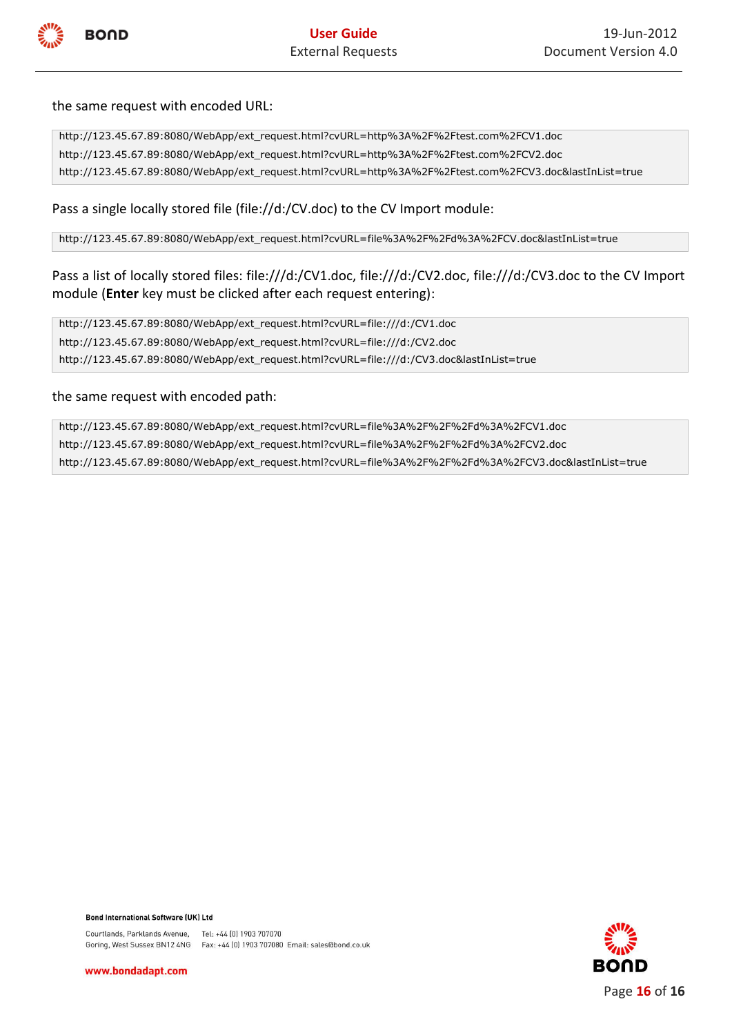the same request with encoded URL:

```
http://123.45.67.89:8080/WebApp/ext_request.html?cvURL=http%3A%2F%2Ftest.com%2FCV1.doc
http://123.45.67.89:8080/WebApp/ext_request.html?cvURL=http%3A%2F%2Ftest.com%2FCV2.doc
http://123.45.67.89:8080/WebApp/ext_request.html?cvURL=http%3A%2F%2Ftest.com%2FCV3.doc&lastInList=true
```

Pass a single locally stored file (file://d:/CV.doc) to the CV Import module:

```
http://123.45.67.89:8080/WebApp/ext_request.html?cvURL=file%3A%2F%2Fd%3A%2FCV.doc&lastInList=true
```

Pass a list of locally stored files: file:///d:/CV1.doc, file:///d:/CV2.doc, file:///d:/CV3.doc to the CV Import module (**Enter** key must be clicked after each request entering):

```
http://123.45.67.89:8080/WebApp/ext_request.html?cvURL=file:///d:/CV1.doc
http://123.45.67.89:8080/WebApp/ext_request.html?cvURL=file:///d:/CV2.doc
http://123.45.67.89:8080/WebApp/ext_request.html?cvURL=file:///d:/CV3.doc&lastInList=true
```

the same request with encoded path:

```
http://123.45.67.89:8080/WebApp/ext_request.html?cvURL=file%3A%2F%2F%2Fd%3A%2FCV1.doc
http://123.45.67.89:8080/WebApp/ext_request.html?cvURL=file%3A%2F%2F%2Fd%3A%2FCV2.doc
http://123.45.67.89:8080/WebApp/ext_request.html?cvURL=file%3A%2F%2F%2Fd%3A%2FCV3.doc&lastInList=true
```